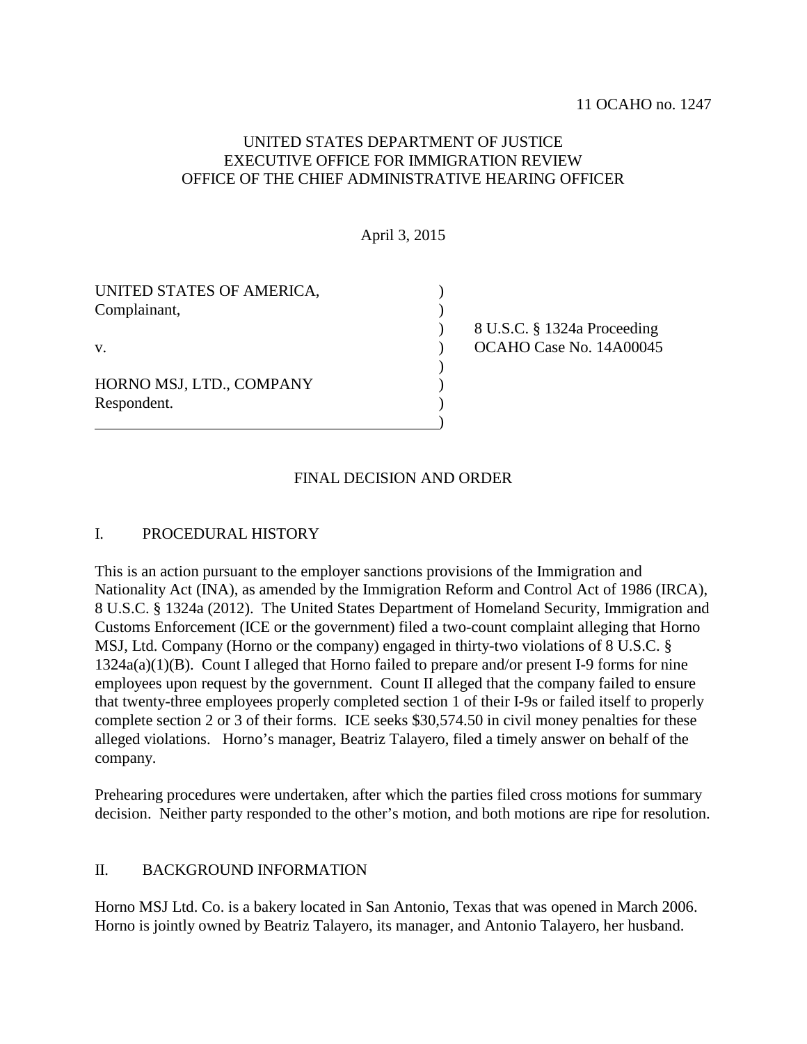11 OCAHO no. 1247

UNITED STATES DEPARTMENT OF JUSTICE
EXECUTIVE OFFICE FOR IMMIGRATION REVIEW
OFFICE OF THE CHIEF ADMINISTRATIVE HEARING OFFICER

April 3, 2015

UNITED STATES OF AMERICA,
Complainant,

v.

HORNO MSJ, LTD., COMPANY
Respondent.

8 U.S.C. § 1324a Proceeding
OCAHO Case No. 14A00045

## FINAL DECISION AND ORDER

## I. PROCEDURAL HISTORY

This is an action pursuant to the employer sanctions provisions of the Immigration and Nationality Act (INA), as amended by the Immigration Reform and Control Act of 1986 (IRCA), 8 U.S.C. § 1324a (2012). The United States Department of Homeland Security, Immigration and Customs Enforcement (ICE or the government) filed a two-count complaint alleging that Horno MSJ, Ltd. Company (Horno or the company) engaged in thirty-two violations of 8 U.S.C. § 1324a(a)(1)(B). Count I alleged that Horno failed to prepare and/or present I-9 forms for nine employees upon request by the government. Count II alleged that the company failed to ensure that twenty-three employees properly completed section 1 of their I-9s or failed itself to properly complete section 2 or 3 of their forms. ICE seeks $30,574.50 in civil money penalties for these alleged violations. Horno's manager, Beatriz Talayero, filed a timely answer on behalf of the company.

Prehearing procedures were undertaken, after which the parties filed cross motions for summary decision. Neither party responded to the other's motion, and both motions are ripe for resolution.

## II. BACKGROUND INFORMATION

Horno MSJ Ltd. Co. is a bakery located in San Antonio, Texas that was opened in March 2006. Horno is jointly owned by Beatriz Talayero, its manager, and Antonio Talayero, her husband.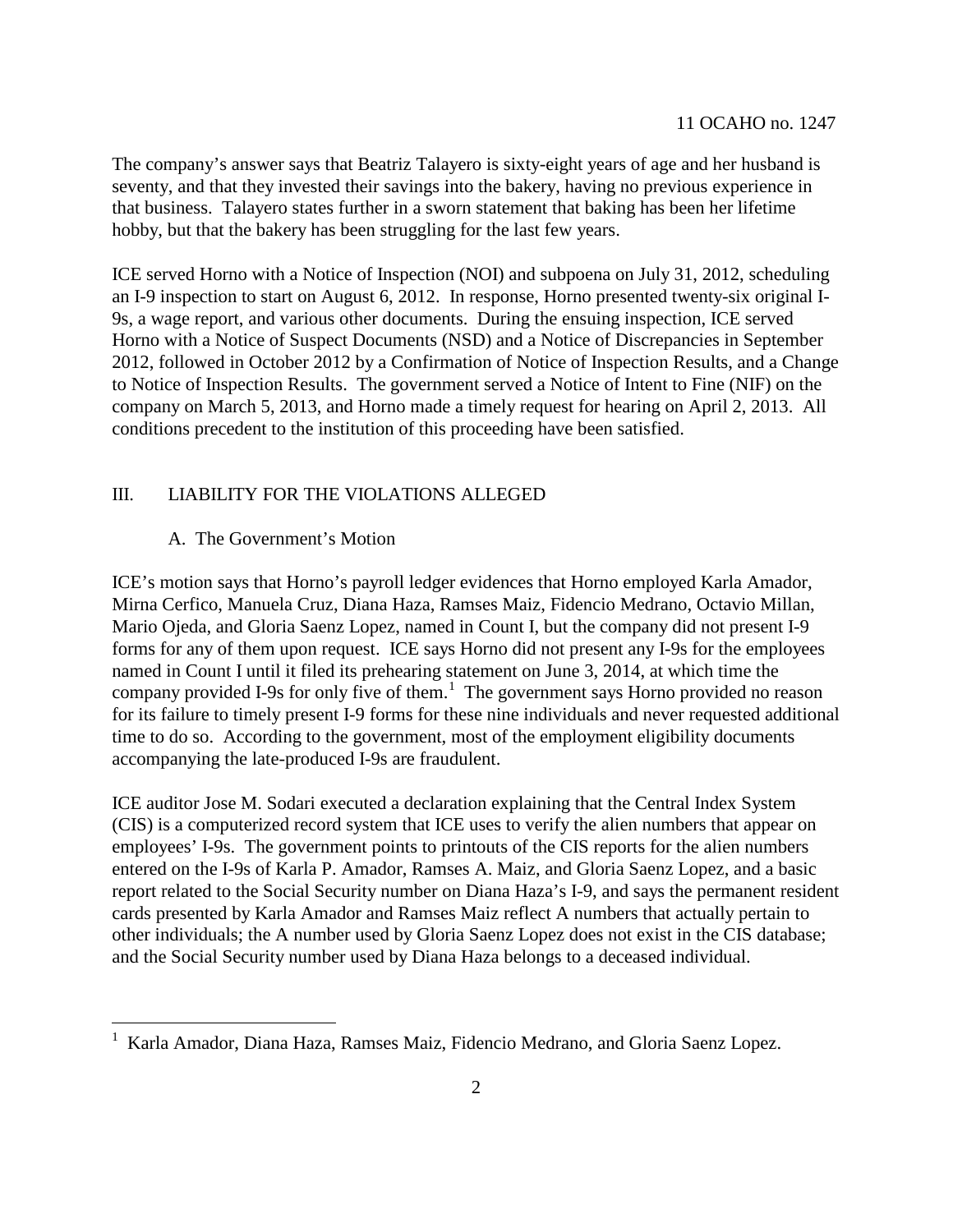The company's answer says that Beatriz Talayero is sixty-eight years of age and her husband is seventy, and that they invested their savings into the bakery, having no previous experience in that business. Talayero states further in a sworn statement that baking has been her lifetime hobby, but that the bakery has been struggling for the last few years.

ICE served Horno with a Notice of Inspection (NOI) and subpoena on July 31, 2012, scheduling an I-9 inspection to start on August 6, 2012. In response, Horno presented twenty-six original I-9s, a wage report, and various other documents. During the ensuing inspection, ICE served Horno with a Notice of Suspect Documents (NSD) and a Notice of Discrepancies in September 2012, followed in October 2012 by a Confirmation of Notice of Inspection Results, and a Change to Notice of Inspection Results. The government served a Notice of Intent to Fine (NIF) on the company on March 5, 2013, and Horno made a timely request for hearing on April 2, 2013. All conditions precedent to the institution of this proceeding have been satisfied.

## III. LIABILITY FOR THE VIOLATIONS ALLEGED

### A. The Government's Motion

ICE's motion says that Horno's payroll ledger evidences that Horno employed Karla Amador, Mirna Cerfico, Manuela Cruz, Diana Haza, Ramses Maiz, Fidencio Medrano, Octavio Millan, Mario Ojeda, and Gloria Saenz Lopez, named in Count I, but the company did not present I-9 forms for any of them upon request. ICE says Horno did not present any I-9s for the employees named in Count I until it filed its prehearing statement on June 3, 2014, at which time the company provided I-9s for only five of them.[1] The government says Horno provided no reason for its failure to timely present I-9 forms for these nine individuals and never requested additional time to do so. According to the government, most of the employment eligibility documents accompanying the late-produced I-9s are fraudulent.

ICE auditor Jose M. Sodari executed a declaration explaining that the Central Index System (CIS) is a computerized record system that ICE uses to verify the alien numbers that appear on employees' I-9s. The government points to printouts of the CIS reports for the alien numbers entered on the I-9s of Karla P. Amador, Ramses A. Maiz, and Gloria Saenz Lopez, and a basic report related to the Social Security number on Diana Haza's I-9, and says the permanent resident cards presented by Karla Amador and Ramses Maiz reflect A numbers that actually pertain to other individuals; the A number used by Gloria Saenz Lopez does not exist in the CIS database; and the Social Security number used by Diana Haza belongs to a deceased individual.

[1] Karla Amador, Diana Haza, Ramses Maiz, Fidencio Medrano, and Gloria Saenz Lopez.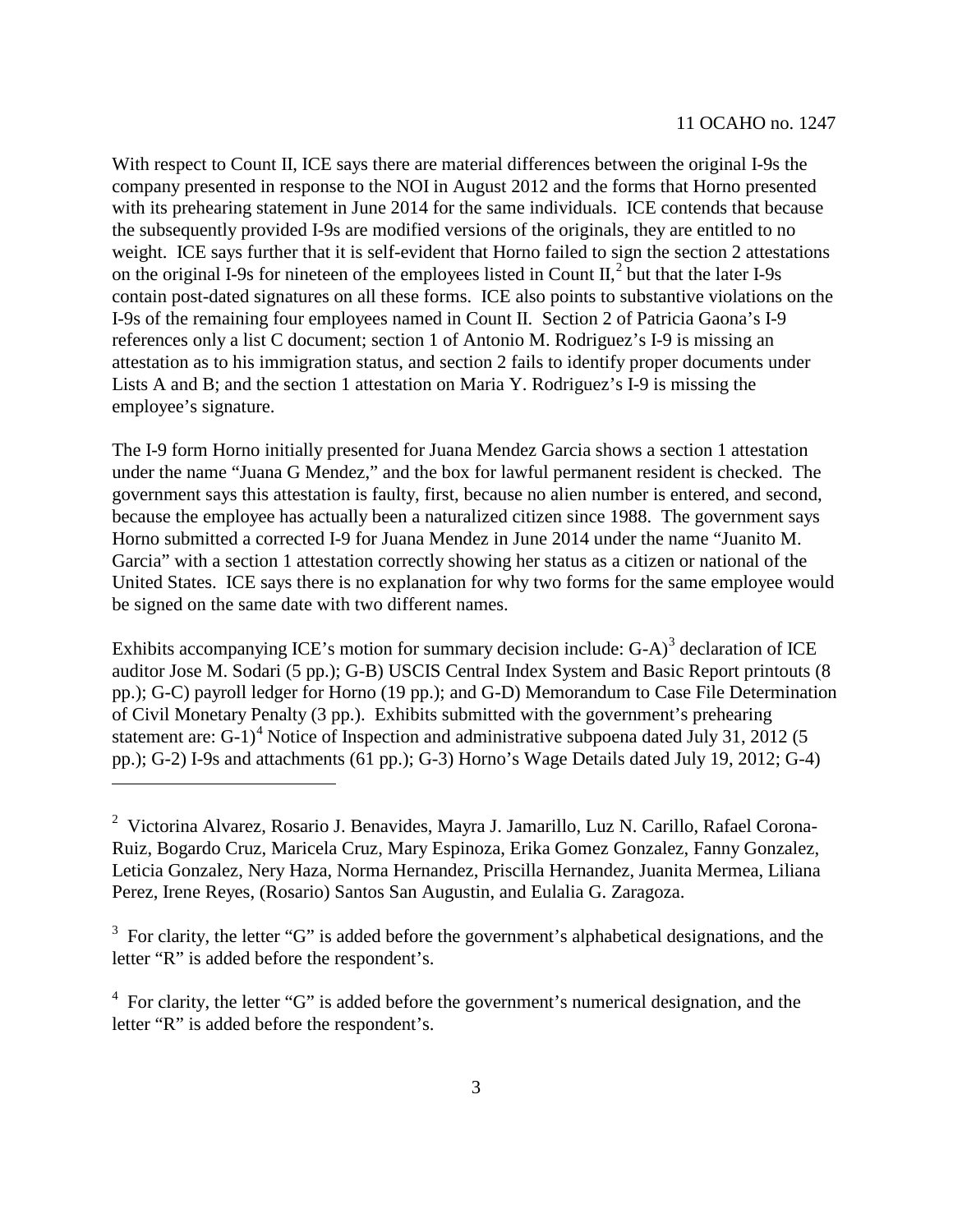With respect to Count II, ICE says there are material differences between the original I-9s the company presented in response to the NOI in August 2012 and the forms that Horno presented with its prehearing statement in June 2014 for the same individuals. ICE contends that because the subsequently provided I-9s are modified versions of the originals, they are entitled to no weight. ICE says further that it is self-evident that Horno failed to sign the section 2 attestations on the original I-9s for nineteen of the employees listed in Count II,[2] but that the later I-9s contain post-dated signatures on all these forms. ICE also points to substantive violations on the I-9s of the remaining four employees named in Count II. Section 2 of Patricia Gaona's I-9 references only a list C document; section 1 of Antonio M. Rodriguez's I-9 is missing an attestation as to his immigration status, and section 2 fails to identify proper documents under Lists A and B; and the section 1 attestation on Maria Y. Rodriguez's I-9 is missing the employee's signature.

The I-9 form Horno initially presented for Juana Mendez Garcia shows a section 1 attestation under the name "Juana G Mendez," and the box for lawful permanent resident is checked. The government says this attestation is faulty, first, because no alien number is entered, and second, because the employee has actually been a naturalized citizen since 1988. The government says Horno submitted a corrected I-9 for Juana Mendez in June 2014 under the name "Juanito M. Garcia" with a section 1 attestation correctly showing her status as a citizen or national of the United States. ICE says there is no explanation for why two forms for the same employee would be signed on the same date with two different names.

Exhibits accompanying ICE's motion for summary decision include: G-A)[3] declaration of ICE auditor Jose M. Sodari (5 pp.); G-B) USCIS Central Index System and Basic Report printouts (8 pp.); G-C) payroll ledger for Horno (19 pp.); and G-D) Memorandum to Case File Determination of Civil Monetary Penalty (3 pp.). Exhibits submitted with the government's prehearing statement are: G-1)[4] Notice of Inspection and administrative subpoena dated July 31, 2012 (5 pp.); G-2) I-9s and attachments (61 pp.); G-3) Horno's Wage Details dated July 19, 2012; G-4)

---

[2] Victorina Alvarez, Rosario J. Benavides, Mayra J. Jamarillo, Luz N. Carillo, Rafael Corona-Ruiz, Bogardo Cruz, Maricela Cruz, Mary Espinoza, Erika Gomez Gonzalez, Fanny Gonzalez, Leticia Gonzalez, Nery Haza, Norma Hernandez, Priscilla Hernandez, Juanita Mermea, Liliana Perez, Irene Reyes, (Rosario) Santos San Augustin, and Eulalia G. Zaragoza.

[3] For clarity, the letter "G" is added before the government's alphabetical designations, and the letter "R" is added before the respondent's.

[4] For clarity, the letter "G" is added before the government's numerical designation, and the letter "R" is added before the respondent's.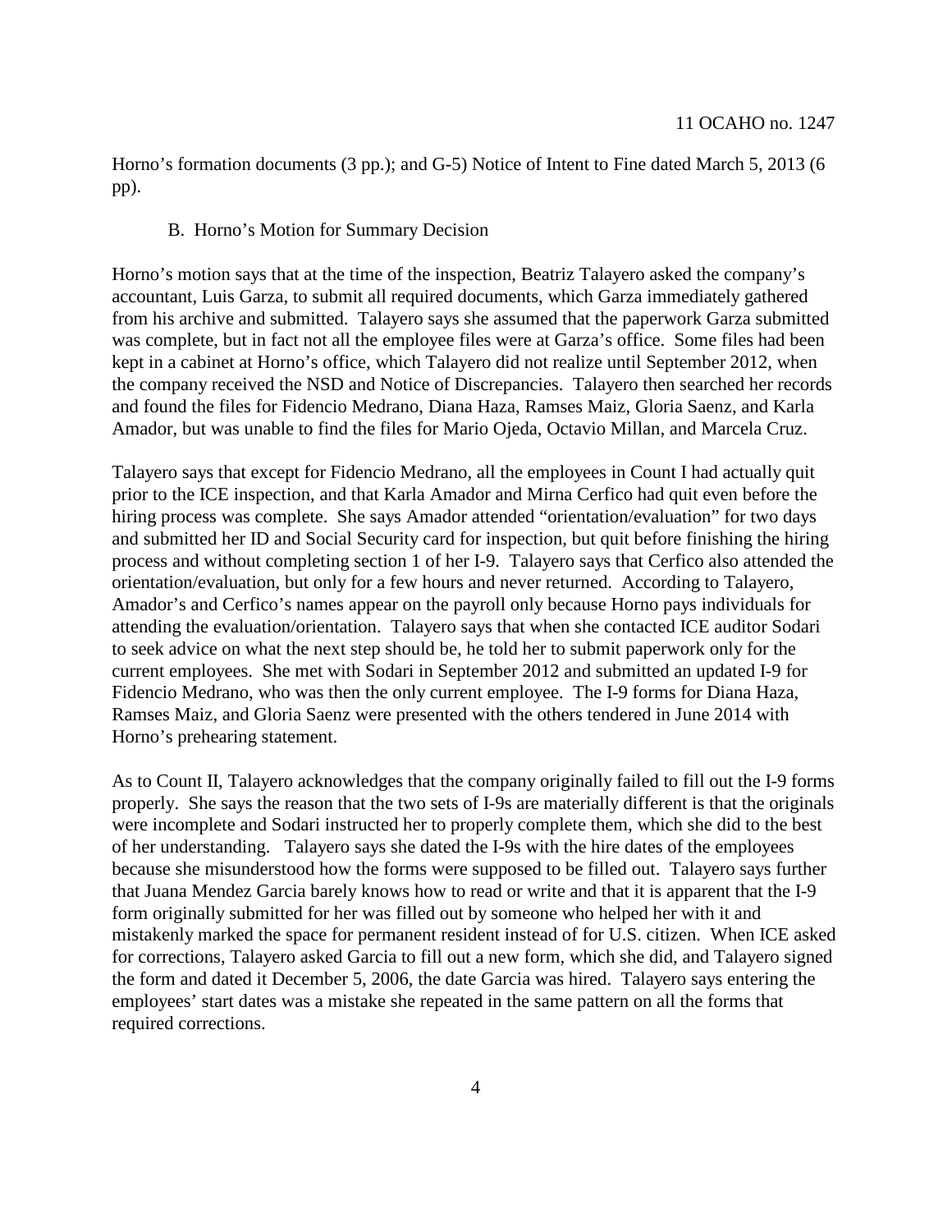Horno's formation documents (3 pp.); and G-5) Notice of Intent to Fine dated March 5, 2013 (6 pp).

### B. Horno's Motion for Summary Decision

Horno's motion says that at the time of the inspection, Beatriz Talayero asked the company's accountant, Luis Garza, to submit all required documents, which Garza immediately gathered from his archive and submitted. Talayero says she assumed that the paperwork Garza submitted was complete, but in fact not all the employee files were at Garza's office. Some files had been kept in a cabinet at Horno's office, which Talayero did not realize until September 2012, when the company received the NSD and Notice of Discrepancies. Talayero then searched her records and found the files for Fidencio Medrano, Diana Haza, Ramses Maiz, Gloria Saenz, and Karla Amador, but was unable to find the files for Mario Ojeda, Octavio Millan, and Marcela Cruz.

Talayero says that except for Fidencio Medrano, all the employees in Count I had actually quit prior to the ICE inspection, and that Karla Amador and Mirna Cerfico had quit even before the hiring process was complete. She says Amador attended "orientation/evaluation" for two days and submitted her ID and Social Security card for inspection, but quit before finishing the hiring process and without completing section 1 of her I-9. Talayero says that Cerfico also attended the orientation/evaluation, but only for a few hours and never returned. According to Talayero, Amador's and Cerfico's names appear on the payroll only because Horno pays individuals for attending the evaluation/orientation. Talayero says that when she contacted ICE auditor Sodari to seek advice on what the next step should be, he told her to submit paperwork only for the current employees. She met with Sodari in September 2012 and submitted an updated I-9 for Fidencio Medrano, who was then the only current employee. The I-9 forms for Diana Haza, Ramses Maiz, and Gloria Saenz were presented with the others tendered in June 2014 with Horno's prehearing statement.

As to Count II, Talayero acknowledges that the company originally failed to fill out the I-9 forms properly. She says the reason that the two sets of I-9s are materially different is that the originals were incomplete and Sodari instructed her to properly complete them, which she did to the best of her understanding. Talayero says she dated the I-9s with the hire dates of the employees because she misunderstood how the forms were supposed to be filled out. Talayero says further that Juana Mendez Garcia barely knows how to read or write and that it is apparent that the I-9 form originally submitted for her was filled out by someone who helped her with it and mistakenly marked the space for permanent resident instead of for U.S. citizen. When ICE asked for corrections, Talayero asked Garcia to fill out a new form, which she did, and Talayero signed the form and dated it December 5, 2006, the date Garcia was hired. Talayero says entering the employees' start dates was a mistake she repeated in the same pattern on all the forms that required corrections.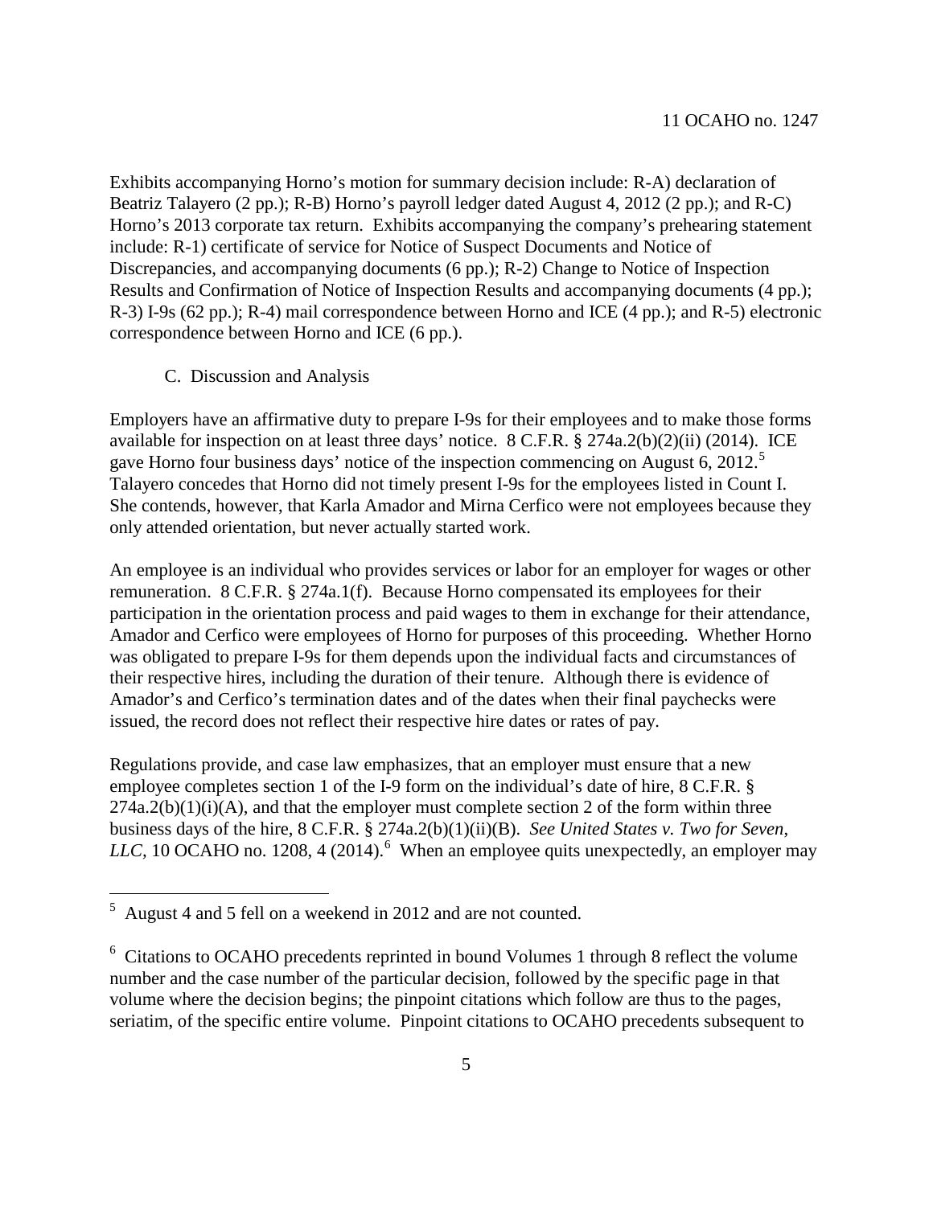Exhibits accompanying Horno's motion for summary decision include: R-A) declaration of Beatriz Talayero (2 pp.); R-B) Horno's payroll ledger dated August 4, 2012 (2 pp.); and R-C) Horno's 2013 corporate tax return. Exhibits accompanying the company's prehearing statement include: R-1) certificate of service for Notice of Suspect Documents and Notice of Discrepancies, and accompanying documents (6 pp.); R-2) Change to Notice of Inspection Results and Confirmation of Notice of Inspection Results and accompanying documents (4 pp.); R-3) I-9s (62 pp.); R-4) mail correspondence between Horno and ICE (4 pp.); and R-5) electronic correspondence between Horno and ICE (6 pp.).

### C. Discussion and Analysis

Employers have an affirmative duty to prepare I-9s for their employees and to make those forms available for inspection on at least three days' notice. 8 C.F.R. § 274a.2(b)(2)(ii) (2014). ICE gave Horno four business days' notice of the inspection commencing on August 6, 2012.[5] Talayero concedes that Horno did not timely present I-9s for the employees listed in Count I. She contends, however, that Karla Amador and Mirna Cerfico were not employees because they only attended orientation, but never actually started work.

An employee is an individual who provides services or labor for an employer for wages or other remuneration. 8 C.F.R. § 274a.1(f). Because Horno compensated its employees for their participation in the orientation process and paid wages to them in exchange for their attendance, Amador and Cerfico were employees of Horno for purposes of this proceeding. Whether Horno was obligated to prepare I-9s for them depends upon the individual facts and circumstances of their respective hires, including the duration of their tenure. Although there is evidence of Amador's and Cerfico's termination dates and of the dates when their final paychecks were issued, the record does not reflect their respective hire dates or rates of pay.

Regulations provide, and case law emphasizes, that an employer must ensure that a new employee completes section 1 of the I-9 form on the individual's date of hire, 8 C.F.R. § 274a.2(b)(1)(i)(A), and that the employer must complete section 2 of the form within three business days of the hire, 8 C.F.R. § 274a.2(b)(1)(ii)(B). *See United States v. Two for Seven, LLC*, 10 OCAHO no. 1208, 4 (2014).[6] When an employee quits unexpectedly, an employer may

---

[5] August 4 and 5 fell on a weekend in 2012 and are not counted.

[6] Citations to OCAHO precedents reprinted in bound Volumes 1 through 8 reflect the volume number and the case number of the particular decision, followed by the specific page in that volume where the decision begins; the pinpoint citations which follow are thus to the pages, seriatim, of the specific entire volume. Pinpoint citations to OCAHO precedents subsequent to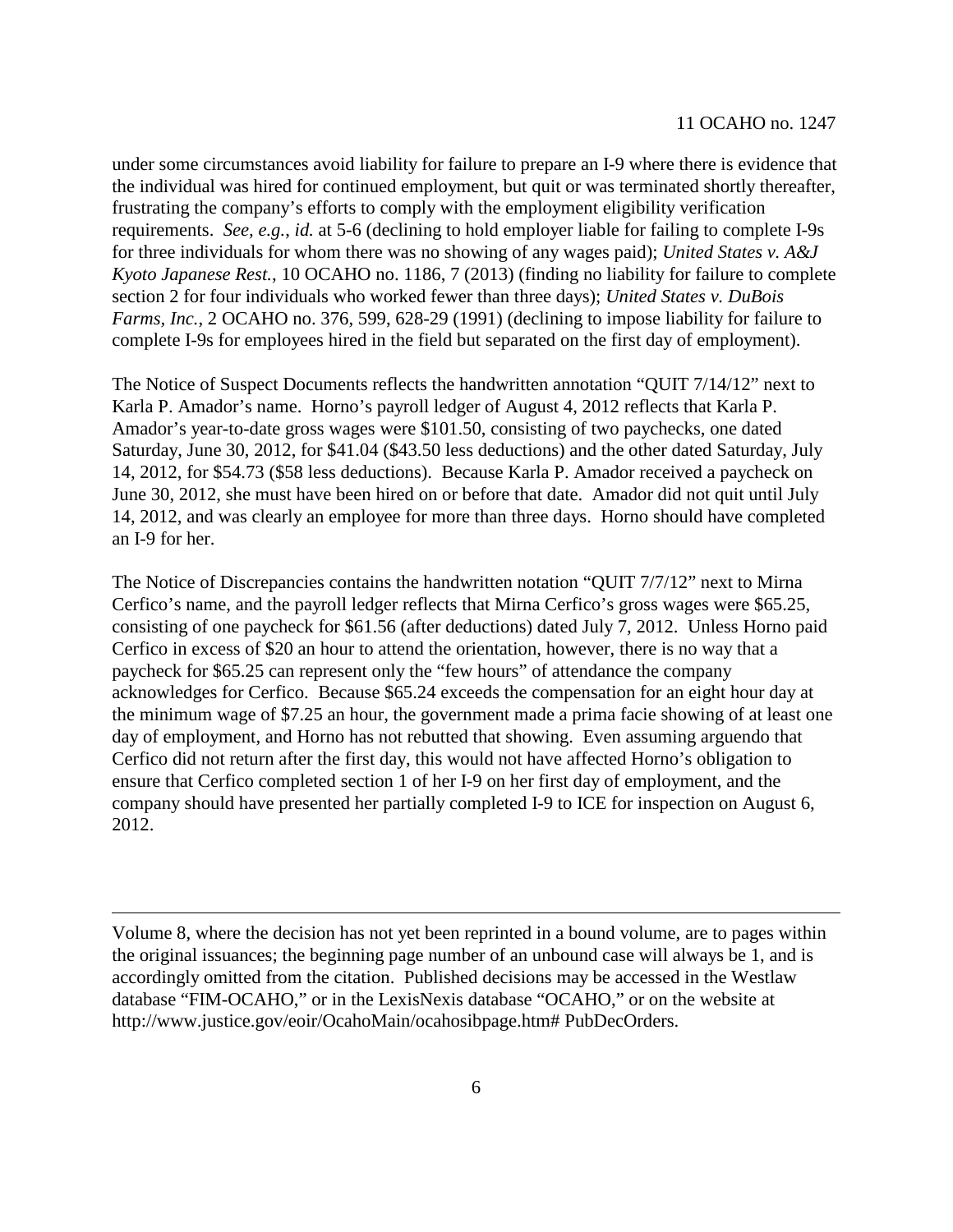under some circumstances avoid liability for failure to prepare an I-9 where there is evidence that the individual was hired for continued employment, but quit or was terminated shortly thereafter, frustrating the company's efforts to comply with the employment eligibility verification requirements. *See, e.g.*, *id.* at 5-6 (declining to hold employer liable for failing to complete I-9s for three individuals for whom there was no showing of any wages paid); *United States v. A&J Kyoto Japanese Rest.*, 10 OCAHO no. 1186, 7 (2013) (finding no liability for failure to complete section 2 for four individuals who worked fewer than three days); *United States v. DuBois Farms, Inc.*, 2 OCAHO no. 376, 599, 628-29 (1991) (declining to impose liability for failure to complete I-9s for employees hired in the field but separated on the first day of employment).

The Notice of Suspect Documents reflects the handwritten annotation "QUIT 7/14/12" next to Karla P. Amador's name. Horno's payroll ledger of August 4, 2012 reflects that Karla P. Amador's year-to-date gross wages were $101.50, consisting of two paychecks, one dated Saturday, June 30, 2012, for $41.04 ($43.50 less deductions) and the other dated Saturday, July 14, 2012, for $54.73 ($58 less deductions). Because Karla P. Amador received a paycheck on June 30, 2012, she must have been hired on or before that date. Amador did not quit until July 14, 2012, and was clearly an employee for more than three days. Horno should have completed an I-9 for her.

The Notice of Discrepancies contains the handwritten notation "QUIT 7/7/12" next to Mirna Cerfico's name, and the payroll ledger reflects that Mirna Cerfico's gross wages were $65.25, consisting of one paycheck for $61.56 (after deductions) dated July 7, 2012. Unless Horno paid Cerfico in excess of $20 an hour to attend the orientation, however, there is no way that a paycheck for $65.25 can represent only the "few hours" of attendance the company acknowledges for Cerfico. Because $65.24 exceeds the compensation for an eight hour day at the minimum wage of $7.25 an hour, the government made a prima facie showing of at least one day of employment, and Horno has not rebutted that showing. Even assuming arguendo that Cerfico did not return after the first day, this would not have affected Horno's obligation to ensure that Cerfico completed section 1 of her I-9 on her first day of employment, and the company should have presented her partially completed I-9 to ICE for inspection on August 6, 2012.

---

Volume 8, where the decision has not yet been reprinted in a bound volume, are to pages within the original issuances; the beginning page number of an unbound case will always be 1, and is accordingly omitted from the citation. Published decisions may be accessed in the Westlaw database "FIM-OCAHO," or in the LexisNexis database "OCAHO," or on the website at http://www.justice.gov/eoir/OcahoMain/ocahosibpage.htm# PubDecOrders.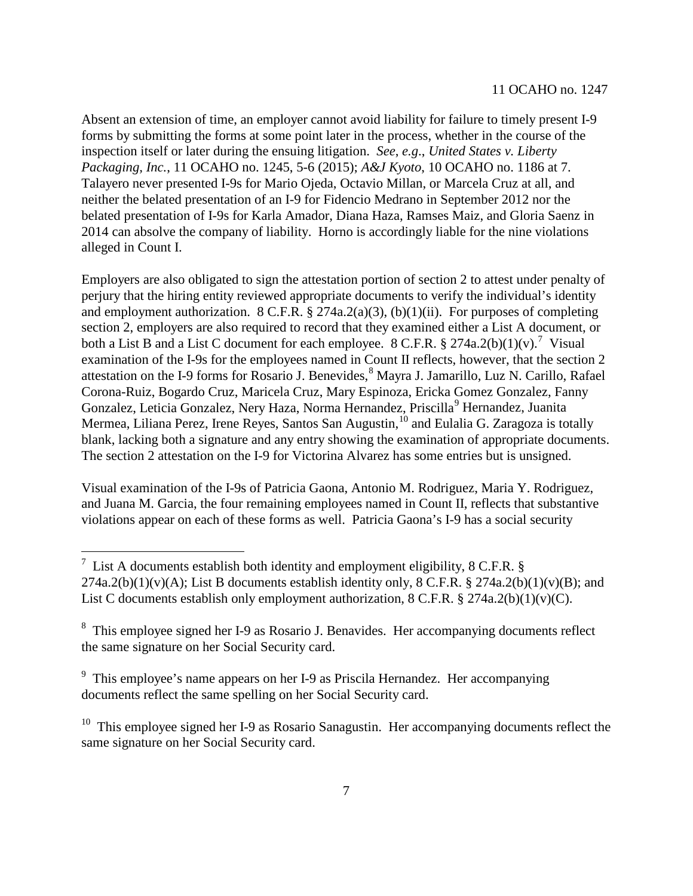Absent an extension of time, an employer cannot avoid liability for failure to timely present I-9 forms by submitting the forms at some point later in the process, whether in the course of the inspection itself or later during the ensuing litigation. *See*, *e.g*., *United States v. Liberty Packaging, Inc.*, 11 OCAHO no. 1245, 5-6 (2015); *A&J Kyoto*, 10 OCAHO no. 1186 at 7. Talayero never presented I-9s for Mario Ojeda, Octavio Millan, or Marcela Cruz at all, and neither the belated presentation of an I-9 for Fidencio Medrano in September 2012 nor the belated presentation of I-9s for Karla Amador, Diana Haza, Ramses Maiz, and Gloria Saenz in 2014 can absolve the company of liability. Horno is accordingly liable for the nine violations alleged in Count I.

Employers are also obligated to sign the attestation portion of section 2 to attest under penalty of perjury that the hiring entity reviewed appropriate documents to verify the individual's identity and employment authorization. 8 C.F.R. § 274a.2(a)(3), (b)(1)(ii). For purposes of completing section 2, employers are also required to record that they examined either a List A document, or both a List B and a List C document for each employee. 8 C.F.R. § 274a.2(b)(1)(v).[7] Visual examination of the I-9s for the employees named in Count II reflects, however, that the section 2 attestation on the I-9 forms for Rosario J. Benevides,[8] Mayra J. Jamarillo, Luz N. Carillo, Rafael Corona-Ruiz, Bogardo Cruz, Maricela Cruz, Mary Espinoza, Ericka Gomez Gonzalez, Fanny Gonzalez, Leticia Gonzalez, Nery Haza, Norma Hernandez, Priscilla[9] Hernandez, Juanita Mermea, Liliana Perez, Irene Reyes, Santos San Augustin,[10] and Eulalia G. Zaragoza is totally blank, lacking both a signature and any entry showing the examination of appropriate documents. The section 2 attestation on the I-9 for Victorina Alvarez has some entries but is unsigned.

Visual examination of the I-9s of Patricia Gaona, Antonio M. Rodriguez, Maria Y. Rodriguez, and Juana M. Garcia, the four remaining employees named in Count II, reflects that substantive violations appear on each of these forms as well. Patricia Gaona's I-9 has a social security

---

[7] List A documents establish both identity and employment eligibility, 8 C.F.R. § 274a.2(b)(1)(v)(A); List B documents establish identity only, 8 C.F.R. § 274a.2(b)(1)(v)(B); and List C documents establish only employment authorization, 8 C.F.R. § 274a.2(b)(1)(v)(C).

[8] This employee signed her I-9 as Rosario J. Benavides. Her accompanying documents reflect the same signature on her Social Security card.

[9] This employee's name appears on her I-9 as Priscila Hernandez. Her accompanying documents reflect the same spelling on her Social Security card.

[10] This employee signed her I-9 as Rosario Sanagustin. Her accompanying documents reflect the same signature on her Social Security card.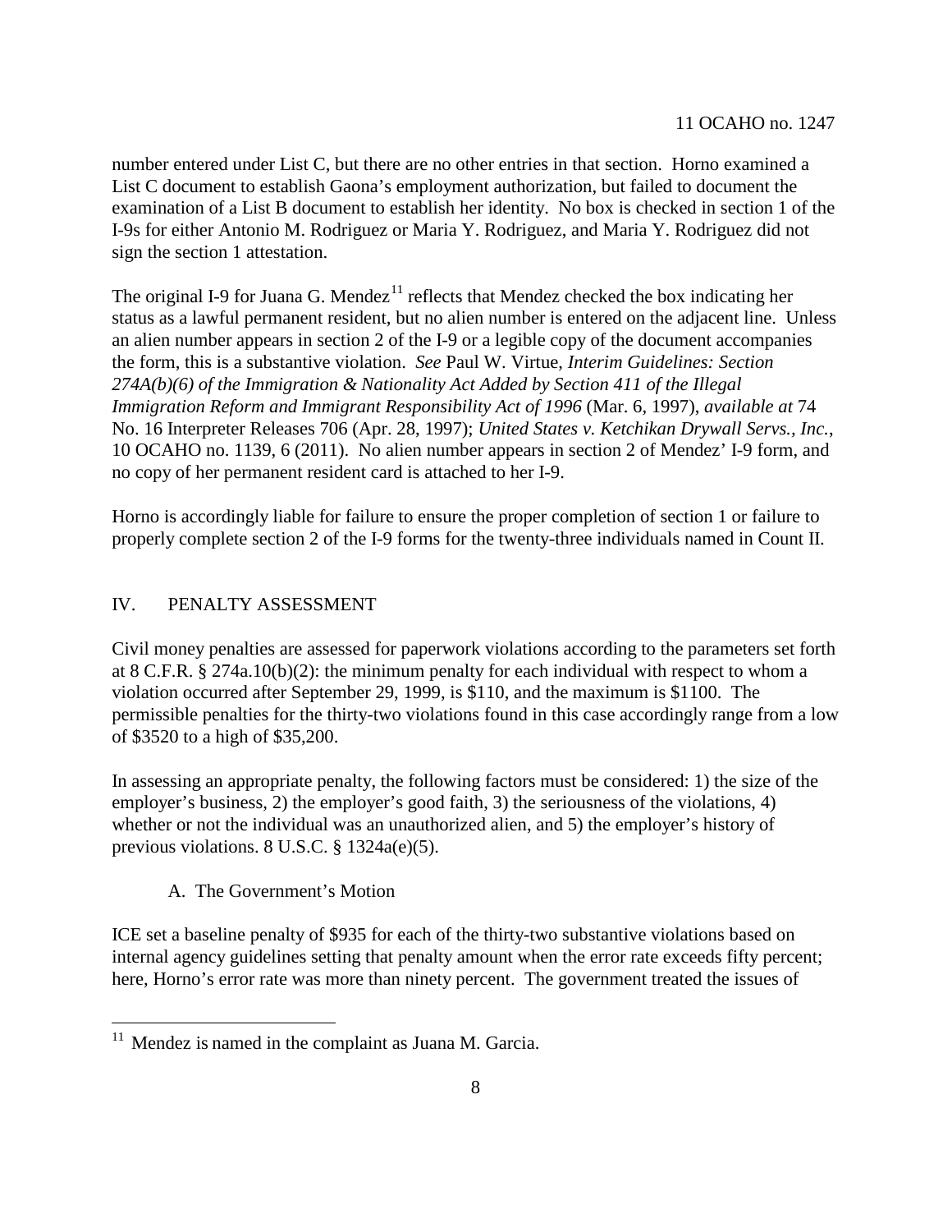number entered under List C, but there are no other entries in that section. Horno examined a List C document to establish Gaona's employment authorization, but failed to document the examination of a List B document to establish her identity. No box is checked in section 1 of the I-9s for either Antonio M. Rodriguez or Maria Y. Rodriguez, and Maria Y. Rodriguez did not sign the section 1 attestation.

The original I-9 for Juana G. Mendez[11] reflects that Mendez checked the box indicating her status as a lawful permanent resident, but no alien number is entered on the adjacent line. Unless an alien number appears in section 2 of the I-9 or a legible copy of the document accompanies the form, this is a substantive violation. *See* Paul W. Virtue, *Interim Guidelines: Section 274A(b)(6) of the Immigration & Nationality Act Added by Section 411 of the Illegal Immigration Reform and Immigrant Responsibility Act of 1996* (Mar. 6, 1997), *available at* 74 No. 16 Interpreter Releases 706 (Apr. 28, 1997); *United States v. Ketchikan Drywall Servs., Inc.*, 10 OCAHO no. 1139, 6 (2011). No alien number appears in section 2 of Mendez' I-9 form, and no copy of her permanent resident card is attached to her I-9.

Horno is accordingly liable for failure to ensure the proper completion of section 1 or failure to properly complete section 2 of the I-9 forms for the twenty-three individuals named in Count II.

## IV. PENALTY ASSESSMENT

Civil money penalties are assessed for paperwork violations according to the parameters set forth at 8 C.F.R. § 274a.10(b)(2): the minimum penalty for each individual with respect to whom a violation occurred after September 29, 1999, is $110, and the maximum is $1100. The permissible penalties for the thirty-two violations found in this case accordingly range from a low of $3520 to a high of $35,200.

In assessing an appropriate penalty, the following factors must be considered: 1) the size of the employer's business, 2) the employer's good faith, 3) the seriousness of the violations, 4) whether or not the individual was an unauthorized alien, and 5) the employer's history of previous violations. 8 U.S.C. § 1324a(e)(5).

### A. The Government's Motion

ICE set a baseline penalty of $935 for each of the thirty-two substantive violations based on internal agency guidelines setting that penalty amount when the error rate exceeds fifty percent; here, Horno's error rate was more than ninety percent. The government treated the issues of

[11] Mendez is named in the complaint as Juana M. Garcia.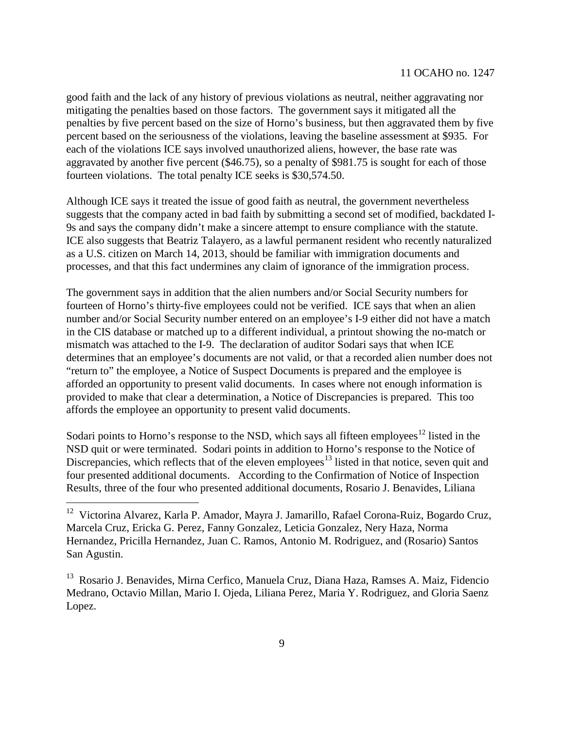good faith and the lack of any history of previous violations as neutral, neither aggravating nor mitigating the penalties based on those factors. The government says it mitigated all the penalties by five percent based on the size of Horno's business, but then aggravated them by five percent based on the seriousness of the violations, leaving the baseline assessment at $935. For each of the violations ICE says involved unauthorized aliens, however, the base rate was aggravated by another five percent ($46.75), so a penalty of $981.75 is sought for each of those fourteen violations. The total penalty ICE seeks is $30,574.50.

Although ICE says it treated the issue of good faith as neutral, the government nevertheless suggests that the company acted in bad faith by submitting a second set of modified, backdated I-9s and says the company didn't make a sincere attempt to ensure compliance with the statute. ICE also suggests that Beatriz Talayero, as a lawful permanent resident who recently naturalized as a U.S. citizen on March 14, 2013, should be familiar with immigration documents and processes, and that this fact undermines any claim of ignorance of the immigration process.

The government says in addition that the alien numbers and/or Social Security numbers for fourteen of Horno's thirty-five employees could not be verified. ICE says that when an alien number and/or Social Security number entered on an employee's I-9 either did not have a match in the CIS database or matched up to a different individual, a printout showing the no-match or mismatch was attached to the I-9. The declaration of auditor Sodari says that when ICE determines that an employee's documents are not valid, or that a recorded alien number does not "return to" the employee, a Notice of Suspect Documents is prepared and the employee is afforded an opportunity to present valid documents. In cases where not enough information is provided to make that clear a determination, a Notice of Discrepancies is prepared. This too affords the employee an opportunity to present valid documents.

Sodari points to Horno's response to the NSD, which says all fifteen employees[12] listed in the NSD quit or were terminated. Sodari points in addition to Horno's response to the Notice of Discrepancies, which reflects that of the eleven employees[13] listed in that notice, seven quit and four presented additional documents. According to the Confirmation of Notice of Inspection Results, three of the four who presented additional documents, Rosario J. Benavides, Liliana

---

[12] Victorina Alvarez, Karla P. Amador, Mayra J. Jamarillo, Rafael Corona-Ruiz, Bogardo Cruz, Marcela Cruz, Ericka G. Perez, Fanny Gonzalez, Leticia Gonzalez, Nery Haza, Norma Hernandez, Pricilla Hernandez, Juan C. Ramos, Antonio M. Rodriguez, and (Rosario) Santos San Agustin.

[13] Rosario J. Benavides, Mirna Cerfico, Manuela Cruz, Diana Haza, Ramses A. Maiz, Fidencio Medrano, Octavio Millan, Mario I. Ojeda, Liliana Perez, Maria Y. Rodriguez, and Gloria Saenz Lopez.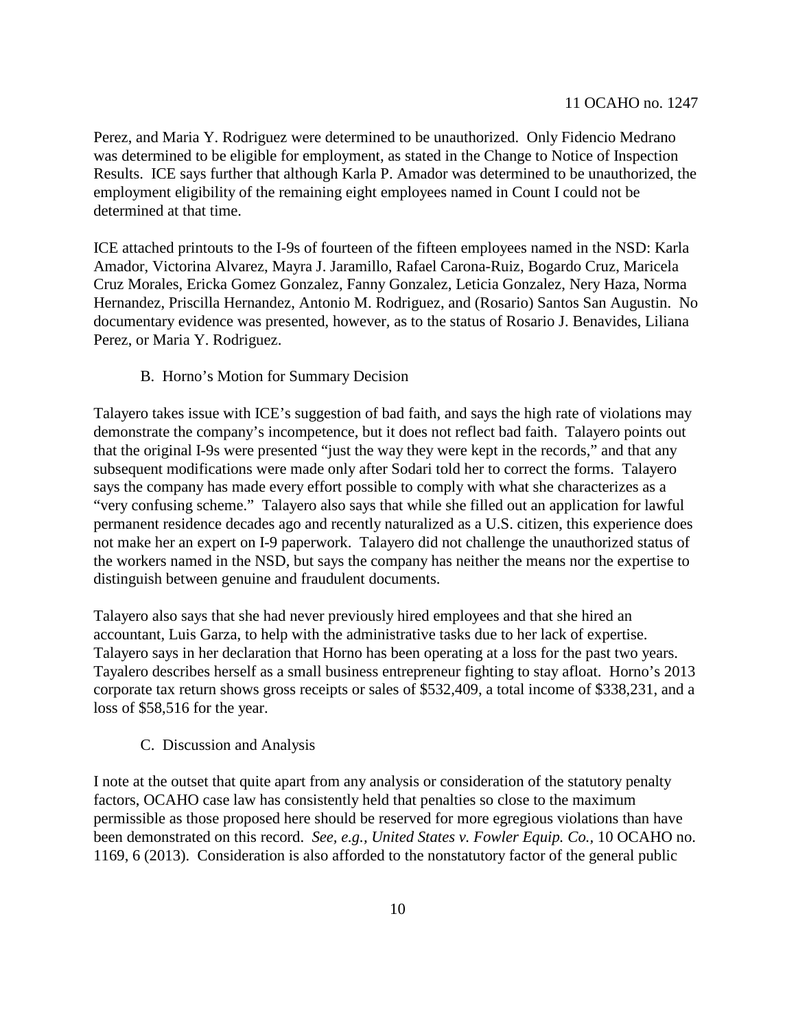Perez, and Maria Y. Rodriguez were determined to be unauthorized. Only Fidencio Medrano was determined to be eligible for employment, as stated in the Change to Notice of Inspection Results. ICE says further that although Karla P. Amador was determined to be unauthorized, the employment eligibility of the remaining eight employees named in Count I could not be determined at that time.

ICE attached printouts to the I-9s of fourteen of the fifteen employees named in the NSD: Karla Amador, Victorina Alvarez, Mayra J. Jaramillo, Rafael Carona-Ruiz, Bogardo Cruz, Maricela Cruz Morales, Ericka Gomez Gonzalez, Fanny Gonzalez, Leticia Gonzalez, Nery Haza, Norma Hernandez, Priscilla Hernandez, Antonio M. Rodriguez, and (Rosario) Santos San Augustin. No documentary evidence was presented, however, as to the status of Rosario J. Benavides, Liliana Perez, or Maria Y. Rodriguez.

### B. Horno's Motion for Summary Decision

Talayero takes issue with ICE's suggestion of bad faith, and says the high rate of violations may demonstrate the company's incompetence, but it does not reflect bad faith. Talayero points out that the original I-9s were presented "just the way they were kept in the records," and that any subsequent modifications were made only after Sodari told her to correct the forms. Talayero says the company has made every effort possible to comply with what she characterizes as a "very confusing scheme." Talayero also says that while she filled out an application for lawful permanent residence decades ago and recently naturalized as a U.S. citizen, this experience does not make her an expert on I-9 paperwork. Talayero did not challenge the unauthorized status of the workers named in the NSD, but says the company has neither the means nor the expertise to distinguish between genuine and fraudulent documents.

Talayero also says that she had never previously hired employees and that she hired an accountant, Luis Garza, to help with the administrative tasks due to her lack of expertise. Talayero says in her declaration that Horno has been operating at a loss for the past two years. Tayalero describes herself as a small business entrepreneur fighting to stay afloat. Horno's 2013 corporate tax return shows gross receipts or sales of $532,409, a total income of $338,231, and a loss of $58,516 for the year.

### C. Discussion and Analysis

I note at the outset that quite apart from any analysis or consideration of the statutory penalty factors, OCAHO case law has consistently held that penalties so close to the maximum permissible as those proposed here should be reserved for more egregious violations than have been demonstrated on this record. *See, e.g.*, *United States v. Fowler Equip. Co.*, 10 OCAHO no. 1169, 6 (2013). Consideration is also afforded to the nonstatutory factor of the general public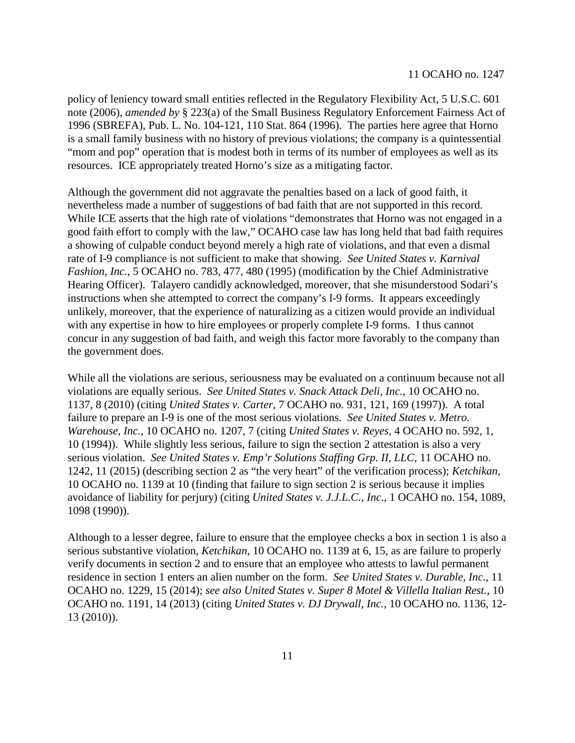policy of leniency toward small entities reflected in the Regulatory Flexibility Act, 5 U.S.C. 601 note (2006), *amended by* § 223(a) of the Small Business Regulatory Enforcement Fairness Act of 1996 (SBREFA), Pub. L. No. 104-121, 110 Stat. 864 (1996). The parties here agree that Horno is a small family business with no history of previous violations; the company is a quintessential "mom and pop" operation that is modest both in terms of its number of employees as well as its resources. ICE appropriately treated Horno's size as a mitigating factor.

Although the government did not aggravate the penalties based on a lack of good faith, it nevertheless made a number of suggestions of bad faith that are not supported in this record. While ICE asserts that the high rate of violations "demonstrates that Horno was not engaged in a good faith effort to comply with the law," OCAHO case law has long held that bad faith requires a showing of culpable conduct beyond merely a high rate of violations, and that even a dismal rate of I-9 compliance is not sufficient to make that showing. *See United States v. Karnival Fashion, Inc.*, 5 OCAHO no. 783, 477, 480 (1995) (modification by the Chief Administrative Hearing Officer). Talayero candidly acknowledged, moreover, that she misunderstood Sodari's instructions when she attempted to correct the company's I-9 forms. It appears exceedingly unlikely, moreover, that the experience of naturalizing as a citizen would provide an individual with any expertise in how to hire employees or properly complete I-9 forms. I thus cannot concur in any suggestion of bad faith, and weigh this factor more favorably to the company than the government does.

While all the violations are serious, seriousness may be evaluated on a continuum because not all violations are equally serious. *See United States v. Snack Attack Deli, Inc.*, 10 OCAHO no. 1137, 8 (2010) (citing *United States v. Carter*, 7 OCAHO no. 931, 121, 169 (1997)). A total failure to prepare an I-9 is one of the most serious violations. *See United States v. Metro. Warehouse, Inc.*, 10 OCAHO no. 1207, 7 (citing *United States v. Reyes*, 4 OCAHO no. 592, 1, 10 (1994)). While slightly less serious, failure to sign the section 2 attestation is also a very serious violation. *See United States v. Emp'r Solutions Staffing Grp. II, LLC*, 11 OCAHO no. 1242, 11 (2015) (describing section 2 as "the very heart" of the verification process); *Ketchikan*, 10 OCAHO no. 1139 at 10 (finding that failure to sign section 2 is serious because it implies avoidance of liability for perjury) (citing *United States v. J.J.L.C., Inc*., 1 OCAHO no. 154, 1089, 1098 (1990)).

Although to a lesser degree, failure to ensure that the employee checks a box in section 1 is also a serious substantive violation, *Ketchikan*, 10 OCAHO no. 1139 at 6, 15, as are failure to properly verify documents in section 2 and to ensure that an employee who attests to lawful permanent residence in section 1 enters an alien number on the form. *See United States v. Durable, Inc.*, 11 OCAHO no. 1229, 15 (2014); *see also United States v. Super 8 Motel & Villella Italian Rest.*, 10 OCAHO no. 1191, 14 (2013) (citing *United States v. DJ Drywall, Inc.*, 10 OCAHO no. 1136, 12-13 (2010)).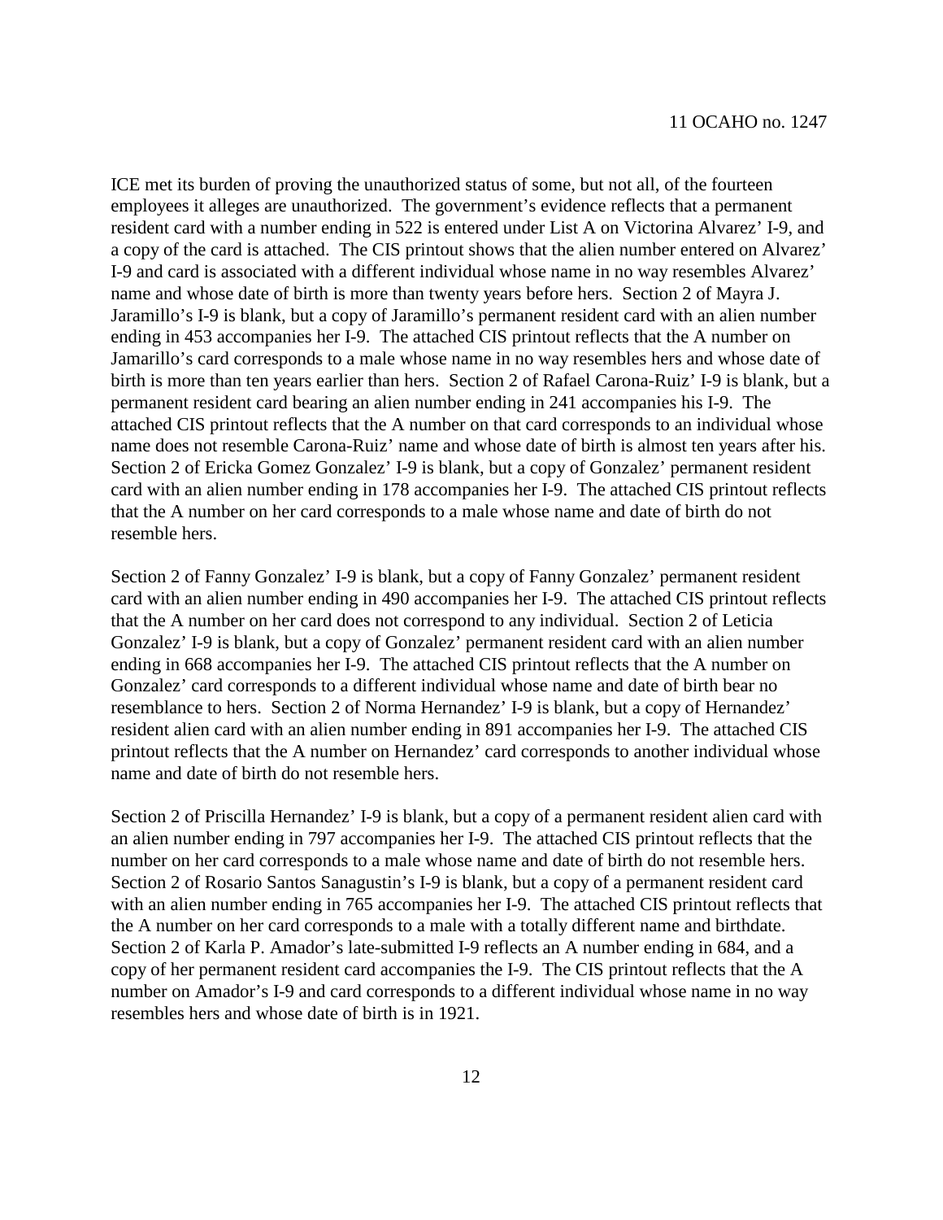ICE met its burden of proving the unauthorized status of some, but not all, of the fourteen employees it alleges are unauthorized. The government's evidence reflects that a permanent resident card with a number ending in 522 is entered under List A on Victorina Alvarez' I-9, and a copy of the card is attached. The CIS printout shows that the alien number entered on Alvarez' I-9 and card is associated with a different individual whose name in no way resembles Alvarez' name and whose date of birth is more than twenty years before hers. Section 2 of Mayra J. Jaramillo's I-9 is blank, but a copy of Jaramillo's permanent resident card with an alien number ending in 453 accompanies her I-9. The attached CIS printout reflects that the A number on Jamarillo's card corresponds to a male whose name in no way resembles hers and whose date of birth is more than ten years earlier than hers. Section 2 of Rafael Carona-Ruiz' I-9 is blank, but a permanent resident card bearing an alien number ending in 241 accompanies his I-9. The attached CIS printout reflects that the A number on that card corresponds to an individual whose name does not resemble Carona-Ruiz' name and whose date of birth is almost ten years after his. Section 2 of Ericka Gomez Gonzalez' I-9 is blank, but a copy of Gonzalez' permanent resident card with an alien number ending in 178 accompanies her I-9. The attached CIS printout reflects that the A number on her card corresponds to a male whose name and date of birth do not resemble hers.

Section 2 of Fanny Gonzalez' I-9 is blank, but a copy of Fanny Gonzalez' permanent resident card with an alien number ending in 490 accompanies her I-9. The attached CIS printout reflects that the A number on her card does not correspond to any individual. Section 2 of Leticia Gonzalez' I-9 is blank, but a copy of Gonzalez' permanent resident card with an alien number ending in 668 accompanies her I-9. The attached CIS printout reflects that the A number on Gonzalez' card corresponds to a different individual whose name and date of birth bear no resemblance to hers. Section 2 of Norma Hernandez' I-9 is blank, but a copy of Hernandez' resident alien card with an alien number ending in 891 accompanies her I-9. The attached CIS printout reflects that the A number on Hernandez' card corresponds to another individual whose name and date of birth do not resemble hers.

Section 2 of Priscilla Hernandez' I-9 is blank, but a copy of a permanent resident alien card with an alien number ending in 797 accompanies her I-9. The attached CIS printout reflects that the number on her card corresponds to a male whose name and date of birth do not resemble hers. Section 2 of Rosario Santos Sanagustin's I-9 is blank, but a copy of a permanent resident card with an alien number ending in 765 accompanies her I-9. The attached CIS printout reflects that the A number on her card corresponds to a male with a totally different name and birthdate. Section 2 of Karla P. Amador's late-submitted I-9 reflects an A number ending in 684, and a copy of her permanent resident card accompanies the I-9. The CIS printout reflects that the A number on Amador's I-9 and card corresponds to a different individual whose name in no way resembles hers and whose date of birth is in 1921.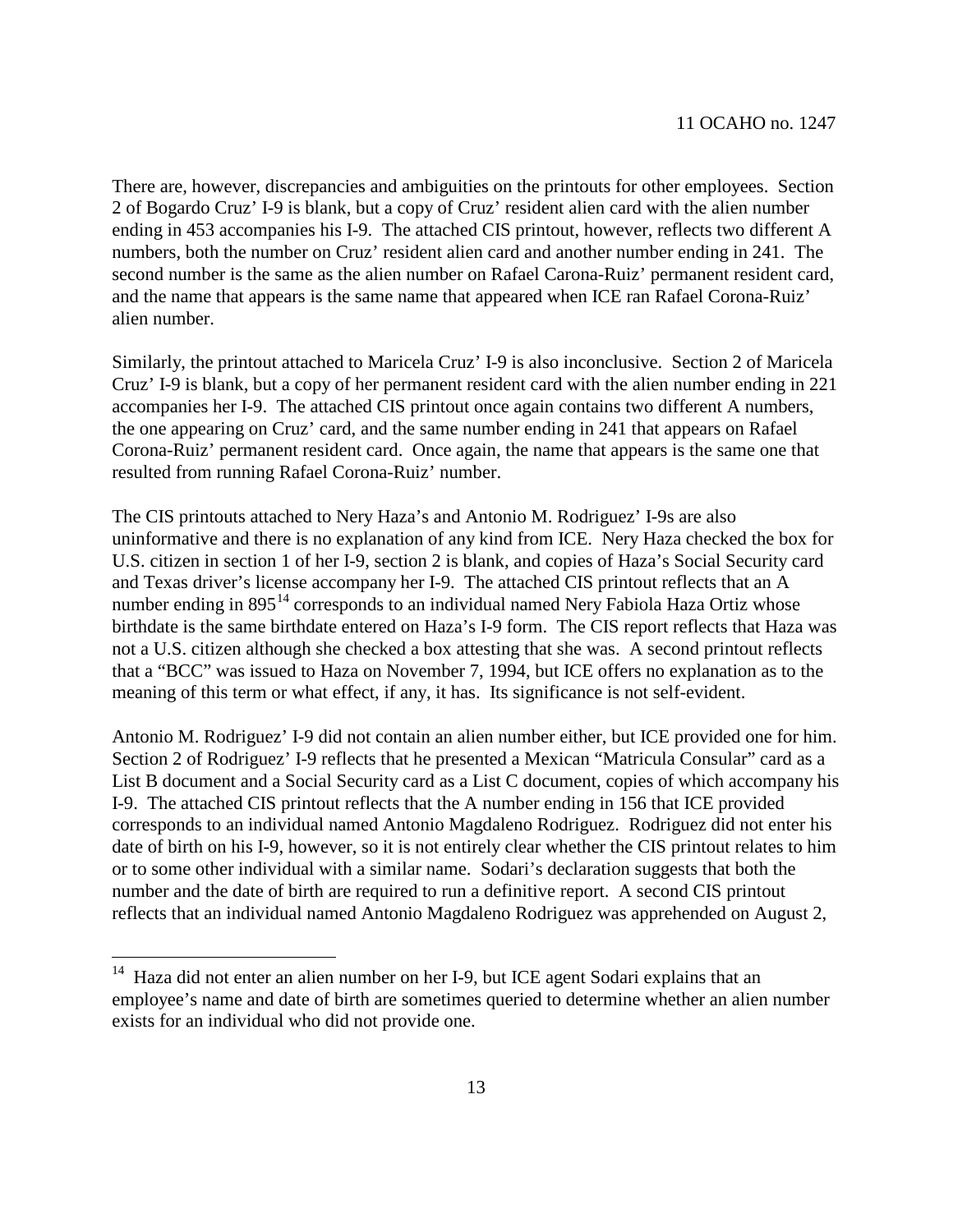There are, however, discrepancies and ambiguities on the printouts for other employees. Section 2 of Bogardo Cruz' I-9 is blank, but a copy of Cruz' resident alien card with the alien number ending in 453 accompanies his I-9. The attached CIS printout, however, reflects two different A numbers, both the number on Cruz' resident alien card and another number ending in 241. The second number is the same as the alien number on Rafael Carona-Ruiz' permanent resident card, and the name that appears is the same name that appeared when ICE ran Rafael Corona-Ruiz' alien number.

Similarly, the printout attached to Maricela Cruz' I-9 is also inconclusive. Section 2 of Maricela Cruz' I-9 is blank, but a copy of her permanent resident card with the alien number ending in 221 accompanies her I-9. The attached CIS printout once again contains two different A numbers, the one appearing on Cruz' card, and the same number ending in 241 that appears on Rafael Corona-Ruiz' permanent resident card. Once again, the name that appears is the same one that resulted from running Rafael Corona-Ruiz' number.

The CIS printouts attached to Nery Haza's and Antonio M. Rodriguez' I-9s are also uninformative and there is no explanation of any kind from ICE. Nery Haza checked the box for U.S. citizen in section 1 of her I-9, section 2 is blank, and copies of Haza's Social Security card and Texas driver's license accompany her I-9. The attached CIS printout reflects that an A number ending in 895[14] corresponds to an individual named Nery Fabiola Haza Ortiz whose birthdate is the same birthdate entered on Haza's I-9 form. The CIS report reflects that Haza was not a U.S. citizen although she checked a box attesting that she was. A second printout reflects that a "BCC" was issued to Haza on November 7, 1994, but ICE offers no explanation as to the meaning of this term or what effect, if any, it has. Its significance is not self-evident.

Antonio M. Rodriguez' I-9 did not contain an alien number either, but ICE provided one for him. Section 2 of Rodriguez' I-9 reflects that he presented a Mexican "Matricula Consular" card as a List B document and a Social Security card as a List C document, copies of which accompany his I-9. The attached CIS printout reflects that the A number ending in 156 that ICE provided corresponds to an individual named Antonio Magdaleno Rodriguez. Rodriguez did not enter his date of birth on his I-9, however, so it is not entirely clear whether the CIS printout relates to him or to some other individual with a similar name. Sodari's declaration suggests that both the number and the date of birth are required to run a definitive report. A second CIS printout reflects that an individual named Antonio Magdaleno Rodriguez was apprehended on August 2,

[14] Haza did not enter an alien number on her I-9, but ICE agent Sodari explains that an employee's name and date of birth are sometimes queried to determine whether an alien number exists for an individual who did not provide one.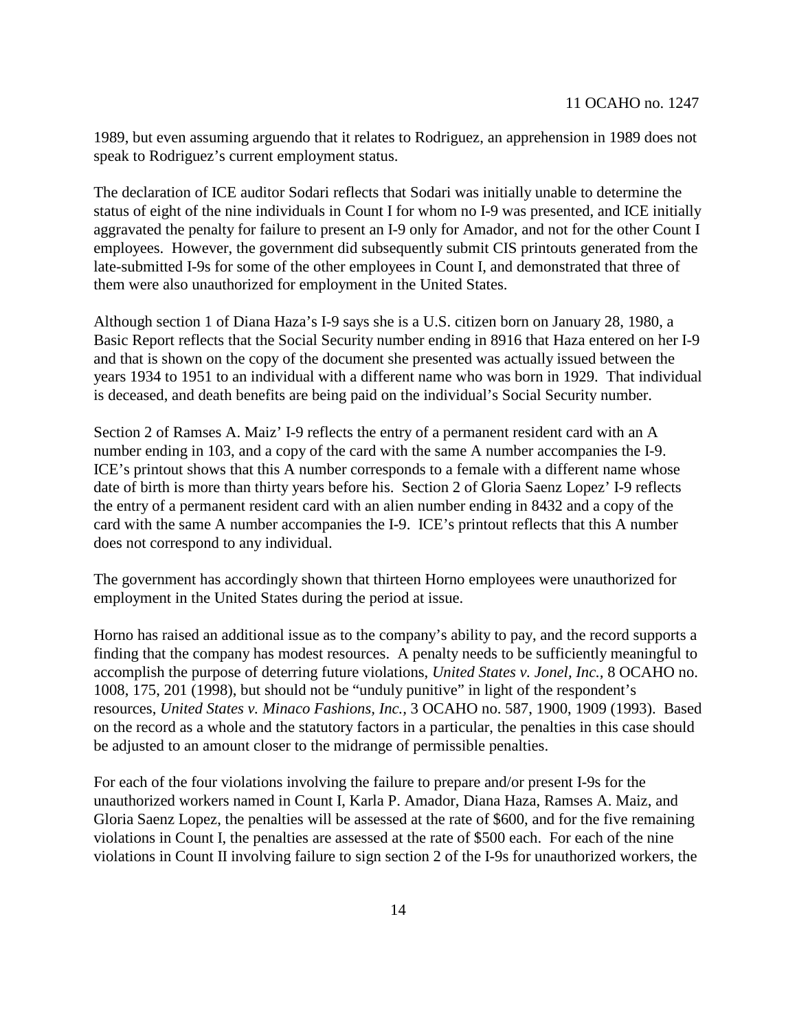1989, but even assuming arguendo that it relates to Rodriguez, an apprehension in 1989 does not speak to Rodriguez's current employment status.

The declaration of ICE auditor Sodari reflects that Sodari was initially unable to determine the status of eight of the nine individuals in Count I for whom no I-9 was presented, and ICE initially aggravated the penalty for failure to present an I-9 only for Amador, and not for the other Count I employees. However, the government did subsequently submit CIS printouts generated from the late-submitted I-9s for some of the other employees in Count I, and demonstrated that three of them were also unauthorized for employment in the United States.

Although section 1 of Diana Haza's I-9 says she is a U.S. citizen born on January 28, 1980, a Basic Report reflects that the Social Security number ending in 8916 that Haza entered on her I-9 and that is shown on the copy of the document she presented was actually issued between the years 1934 to 1951 to an individual with a different name who was born in 1929. That individual is deceased, and death benefits are being paid on the individual's Social Security number.

Section 2 of Ramses A. Maiz' I-9 reflects the entry of a permanent resident card with an A number ending in 103, and a copy of the card with the same A number accompanies the I-9. ICE's printout shows that this A number corresponds to a female with a different name whose date of birth is more than thirty years before his. Section 2 of Gloria Saenz Lopez' I-9 reflects the entry of a permanent resident card with an alien number ending in 8432 and a copy of the card with the same A number accompanies the I-9. ICE's printout reflects that this A number does not correspond to any individual.

The government has accordingly shown that thirteen Horno employees were unauthorized for employment in the United States during the period at issue.

Horno has raised an additional issue as to the company's ability to pay, and the record supports a finding that the company has modest resources. A penalty needs to be sufficiently meaningful to accomplish the purpose of deterring future violations, *United States v. Jonel, Inc.,* 8 OCAHO no. 1008, 175, 201 (1998), but should not be "unduly punitive" in light of the respondent's resources, *United States v. Minaco Fashions, Inc.*, 3 OCAHO no. 587, 1900, 1909 (1993). Based on the record as a whole and the statutory factors in a particular, the penalties in this case should be adjusted to an amount closer to the midrange of permissible penalties.

For each of the four violations involving the failure to prepare and/or present I-9s for the unauthorized workers named in Count I, Karla P. Amador, Diana Haza, Ramses A. Maiz, and Gloria Saenz Lopez, the penalties will be assessed at the rate of $600, and for the five remaining violations in Count I, the penalties are assessed at the rate of $500 each. For each of the nine violations in Count II involving failure to sign section 2 of the I-9s for unauthorized workers, the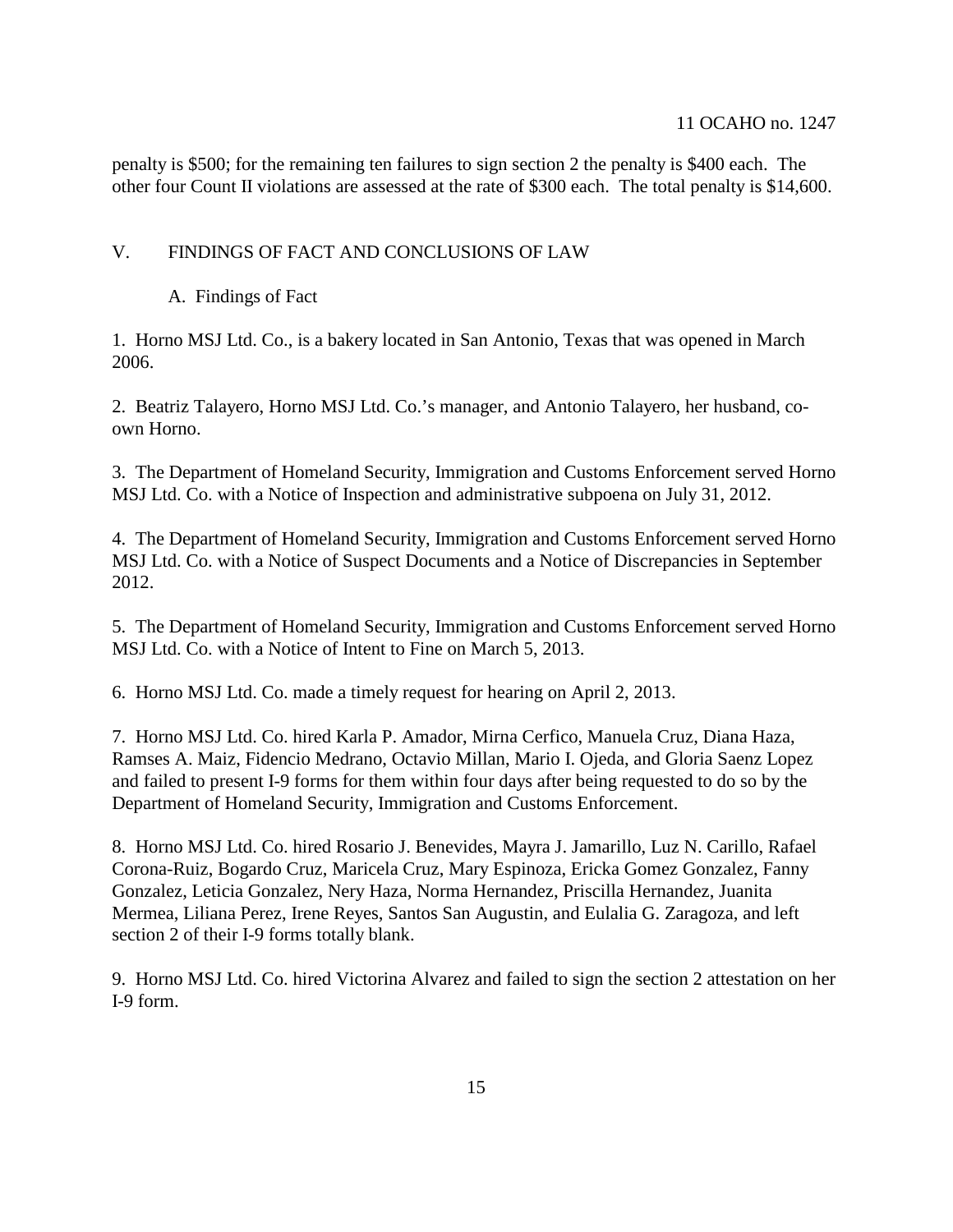penalty is $500; for the remaining ten failures to sign section 2 the penalty is $400 each. The other four Count II violations are assessed at the rate of $300 each. The total penalty is $14,600.

## V. FINDINGS OF FACT AND CONCLUSIONS OF LAW

### A. Findings of Fact

1. Horno MSJ Ltd. Co., is a bakery located in San Antonio, Texas that was opened in March 2006.

2. Beatriz Talayero, Horno MSJ Ltd. Co.'s manager, and Antonio Talayero, her husband, co-own Horno.

3. The Department of Homeland Security, Immigration and Customs Enforcement served Horno MSJ Ltd. Co. with a Notice of Inspection and administrative subpoena on July 31, 2012.

4. The Department of Homeland Security, Immigration and Customs Enforcement served Horno MSJ Ltd. Co. with a Notice of Suspect Documents and a Notice of Discrepancies in September 2012.

5. The Department of Homeland Security, Immigration and Customs Enforcement served Horno MSJ Ltd. Co. with a Notice of Intent to Fine on March 5, 2013.

6. Horno MSJ Ltd. Co. made a timely request for hearing on April 2, 2013.

7. Horno MSJ Ltd. Co. hired Karla P. Amador, Mirna Cerfico, Manuela Cruz, Diana Haza, Ramses A. Maiz, Fidencio Medrano, Octavio Millan, Mario I. Ojeda, and Gloria Saenz Lopez and failed to present I-9 forms for them within four days after being requested to do so by the Department of Homeland Security, Immigration and Customs Enforcement.

8. Horno MSJ Ltd. Co. hired Rosario J. Benevides, Mayra J. Jamarillo, Luz N. Carillo, Rafael Corona-Ruiz, Bogardo Cruz, Maricela Cruz, Mary Espinoza, Ericka Gomez Gonzalez, Fanny Gonzalez, Leticia Gonzalez, Nery Haza, Norma Hernandez, Priscilla Hernandez, Juanita Mermea, Liliana Perez, Irene Reyes, Santos San Augustin, and Eulalia G. Zaragoza, and left section 2 of their I-9 forms totally blank.

9. Horno MSJ Ltd. Co. hired Victorina Alvarez and failed to sign the section 2 attestation on her I-9 form.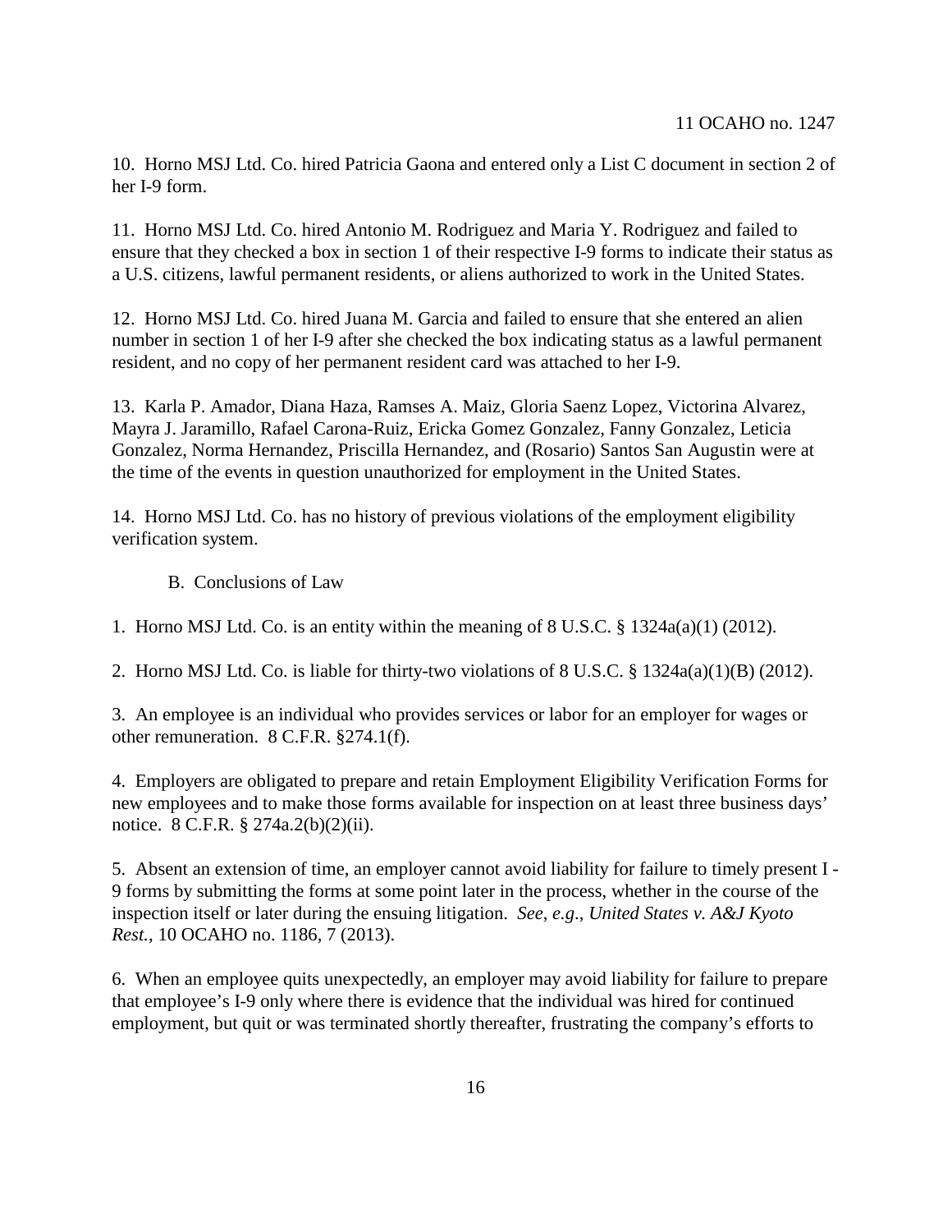10. Horno MSJ Ltd. Co. hired Patricia Gaona and entered only a List C document in section 2 of her I-9 form.

11. Horno MSJ Ltd. Co. hired Antonio M. Rodriguez and Maria Y. Rodriguez and failed to ensure that they checked a box in section 1 of their respective I-9 forms to indicate their status as a U.S. citizens, lawful permanent residents, or aliens authorized to work in the United States.

12. Horno MSJ Ltd. Co. hired Juana M. Garcia and failed to ensure that she entered an alien number in section 1 of her I-9 after she checked the box indicating status as a lawful permanent resident, and no copy of her permanent resident card was attached to her I-9.

13. Karla P. Amador, Diana Haza, Ramses A. Maiz, Gloria Saenz Lopez, Victorina Alvarez, Mayra J. Jaramillo, Rafael Carona-Ruiz, Ericka Gomez Gonzalez, Fanny Gonzalez, Leticia Gonzalez, Norma Hernandez, Priscilla Hernandez, and (Rosario) Santos San Augustin were at the time of the events in question unauthorized for employment in the United States.

14. Horno MSJ Ltd. Co. has no history of previous violations of the employment eligibility verification system.

### B. Conclusions of Law

1. Horno MSJ Ltd. Co. is an entity within the meaning of 8 U.S.C. § 1324a(a)(1) (2012).

2. Horno MSJ Ltd. Co. is liable for thirty-two violations of 8 U.S.C. § 1324a(a)(1)(B) (2012).

3. An employee is an individual who provides services or labor for an employer for wages or other remuneration. 8 C.F.R. §274.1(f).

4. Employers are obligated to prepare and retain Employment Eligibility Verification Forms for new employees and to make those forms available for inspection on at least three business days' notice. 8 C.F.R. § 274a.2(b)(2)(ii).

5. Absent an extension of time, an employer cannot avoid liability for failure to timely present I-9 forms by submitting the forms at some point later in the process, whether in the course of the inspection itself or later during the ensuing litigation. *See*, *e.g.*, *United States v. A&J Kyoto Rest.*, 10 OCAHO no. 1186, 7 (2013).

6. When an employee quits unexpectedly, an employer may avoid liability for failure to prepare that employee's I-9 only where there is evidence that the individual was hired for continued employment, but quit or was terminated shortly thereafter, frustrating the company's efforts to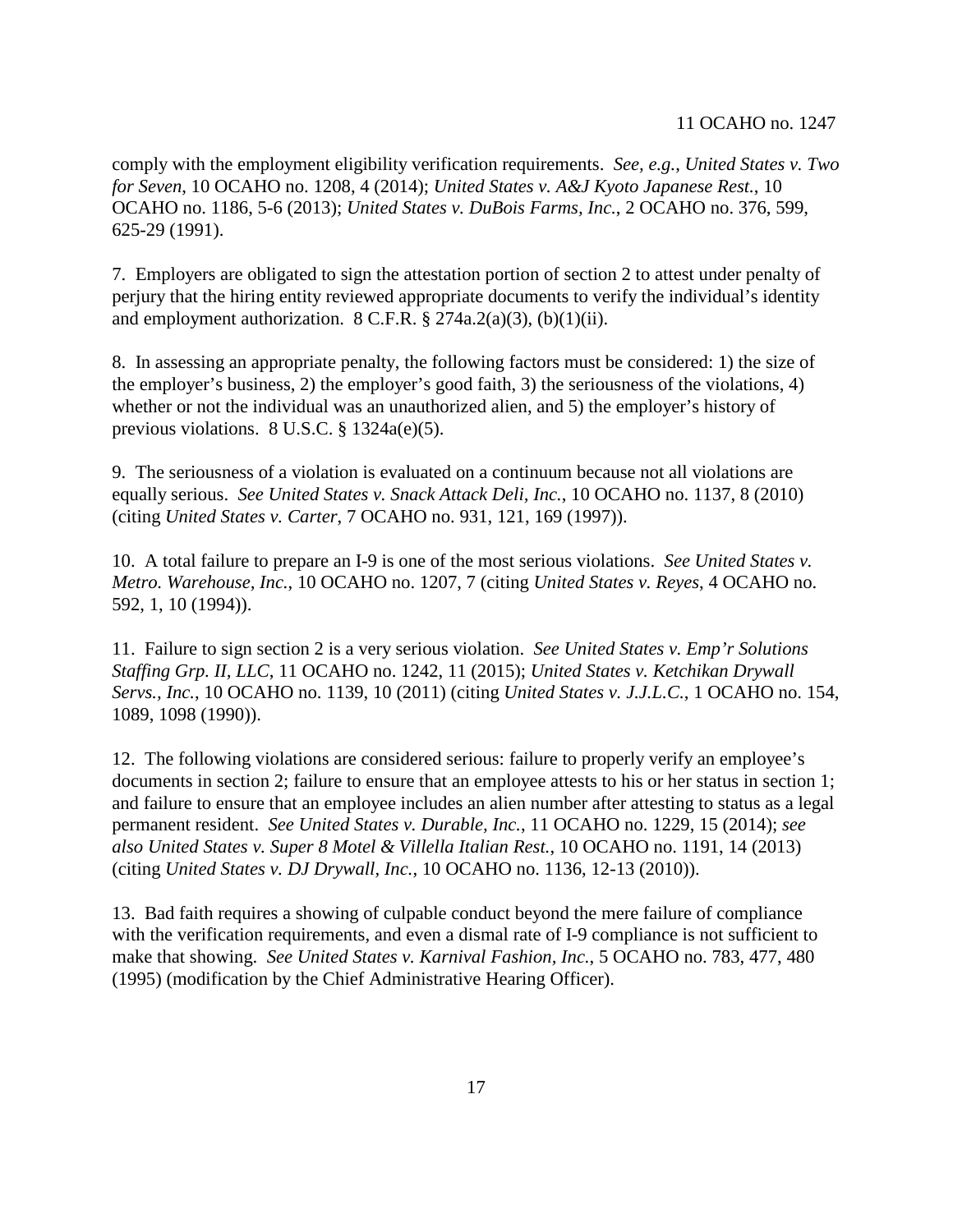comply with the employment eligibility verification requirements. *See, e.g.*, *United States v. Two for Seven*, 10 OCAHO no. 1208, 4 (2014); *United States v. A&J Kyoto Japanese Rest.*, 10 OCAHO no. 1186, 5-6 (2013); *United States v. DuBois Farms, Inc.*, 2 OCAHO no. 376, 599, 625-29 (1991).

7. Employers are obligated to sign the attestation portion of section 2 to attest under penalty of perjury that the hiring entity reviewed appropriate documents to verify the individual's identity and employment authorization. 8 C.F.R. § 274a.2(a)(3), (b)(1)(ii).

8. In assessing an appropriate penalty, the following factors must be considered: 1) the size of the employer's business, 2) the employer's good faith, 3) the seriousness of the violations, 4) whether or not the individual was an unauthorized alien, and 5) the employer's history of previous violations. 8 U.S.C. § 1324a(e)(5).

9. The seriousness of a violation is evaluated on a continuum because not all violations are equally serious. *See United States v. Snack Attack Deli, Inc.*, 10 OCAHO no. 1137, 8 (2010) (citing *United States v. Carter*, 7 OCAHO no. 931, 121, 169 (1997)).

10. A total failure to prepare an I-9 is one of the most serious violations. *See United States v. Metro. Warehouse, Inc.*, 10 OCAHO no. 1207, 7 (citing *United States v. Reyes*, 4 OCAHO no. 592, 1, 10 (1994)).

11. Failure to sign section 2 is a very serious violation. *See United States v. Emp'r Solutions Staffing Grp. II, LLC*, 11 OCAHO no. 1242, 11 (2015); *United States v. Ketchikan Drywall Servs., Inc.*, 10 OCAHO no. 1139, 10 (2011) (citing *United States v. J.J.L.C.*, 1 OCAHO no. 154, 1089, 1098 (1990)).

12. The following violations are considered serious: failure to properly verify an employee's documents in section 2; failure to ensure that an employee attests to his or her status in section 1; and failure to ensure that an employee includes an alien number after attesting to status as a legal permanent resident. *See United States v. Durable, Inc.*, 11 OCAHO no. 1229, 15 (2014); *see also United States v. Super 8 Motel & Villella Italian Rest.*, 10 OCAHO no. 1191, 14 (2013) (citing *United States v. DJ Drywall, Inc.*, 10 OCAHO no. 1136, 12-13 (2010)).

13. Bad faith requires a showing of culpable conduct beyond the mere failure of compliance with the verification requirements, and even a dismal rate of I-9 compliance is not sufficient to make that showing. *See United States v. Karnival Fashion, Inc.*, 5 OCAHO no. 783, 477, 480 (1995) (modification by the Chief Administrative Hearing Officer).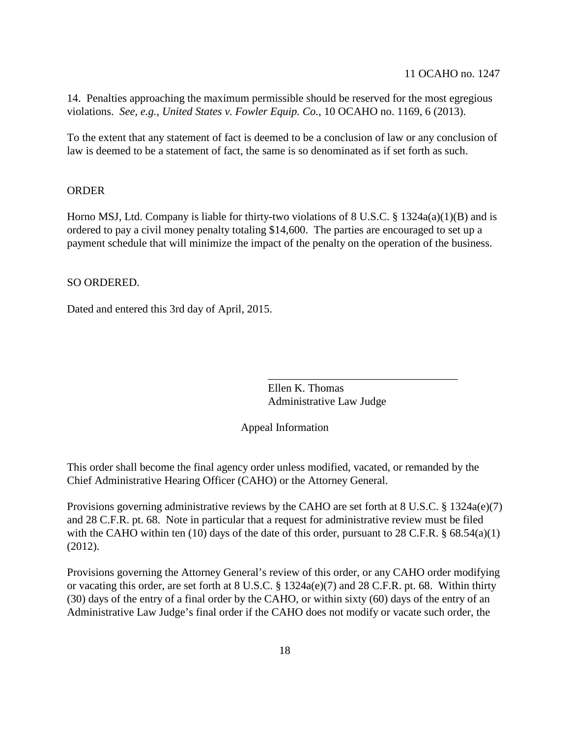14. Penalties approaching the maximum permissible should be reserved for the most egregious violations. *See, e.g., United States v. Fowler Equip. Co.,* 10 OCAHO no. 1169, 6 (2013).

To the extent that any statement of fact is deemed to be a conclusion of law or any conclusion of law is deemed to be a statement of fact, the same is so denominated as if set forth as such.

ORDER

Horno MSJ, Ltd. Company is liable for thirty-two violations of 8 U.S.C. § 1324a(a)(1)(B) and is ordered to pay a civil money penalty totaling $14,600. The parties are encouraged to set up a payment schedule that will minimize the impact of the penalty on the operation of the business.

SO ORDERED.

Dated and entered this 3rd day of April, 2015.

\_\_\_\_\_\_\_\_\_\_\_\_\_\_\_\_\_\_\_\_\_\_\_\_\_\_\_\_\_\_\_\_\_\_

Ellen K. Thomas
Administrative Law Judge

Appeal Information

This order shall become the final agency order unless modified, vacated, or remanded by the Chief Administrative Hearing Officer (CAHO) or the Attorney General.

Provisions governing administrative reviews by the CAHO are set forth at 8 U.S.C. § 1324a(e)(7) and 28 C.F.R. pt. 68. Note in particular that a request for administrative review must be filed with the CAHO within ten (10) days of the date of this order, pursuant to 28 C.F.R. § 68.54(a)(1) (2012).

Provisions governing the Attorney General's review of this order, or any CAHO order modifying or vacating this order, are set forth at 8 U.S.C. § 1324a(e)(7) and 28 C.F.R. pt. 68. Within thirty (30) days of the entry of a final order by the CAHO, or within sixty (60) days of the entry of an Administrative Law Judge's final order if the CAHO does not modify or vacate such order, the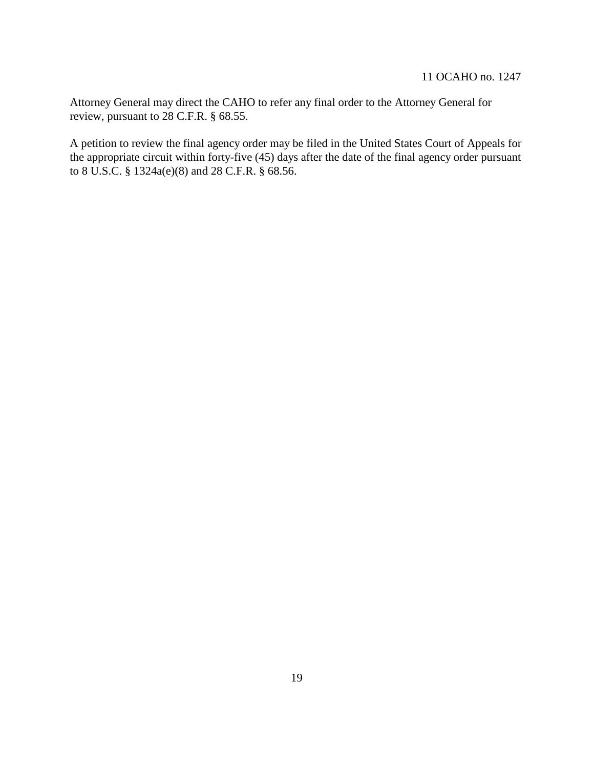Attorney General may direct the CAHO to refer any final order to the Attorney General for review, pursuant to 28 C.F.R. § 68.55.

A petition to review the final agency order may be filed in the United States Court of Appeals for the appropriate circuit within forty-five (45) days after the date of the final agency order pursuant to 8 U.S.C. § 1324a(e)(8) and 28 C.F.R. § 68.56.